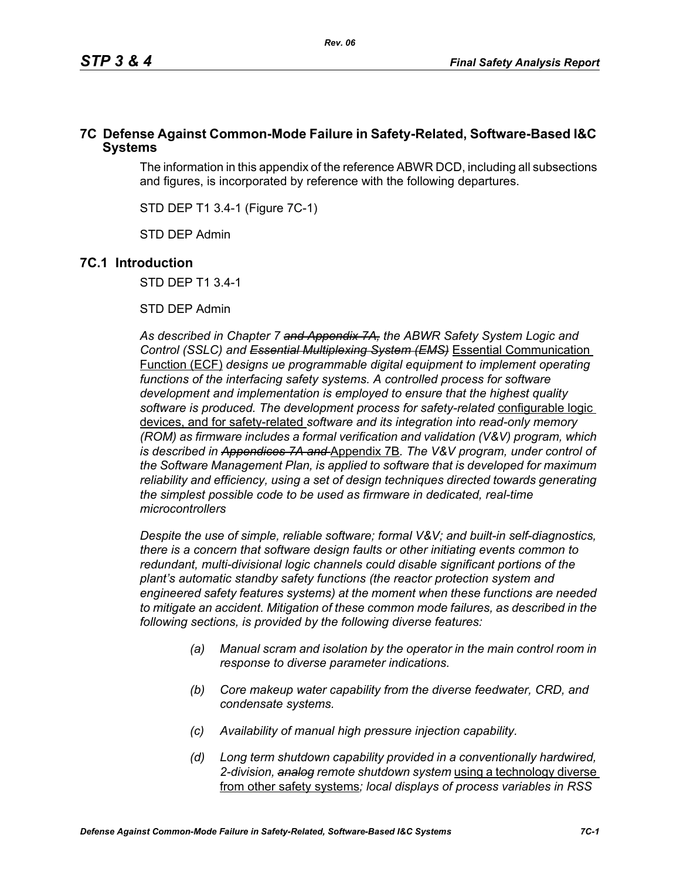## 7C Defense Against Common-Mode Failure in Safety-Related, Software-Based I&C Systems

The information in this appendix of the reference ABWR DCD, including all subsections and figures, is incorporated by reference with the following departures.

STD DEP T1 3.4-1 (Figure 7C-1)

STD DEP Admin

## 7C.1 Introduction

STD DEP T1 3.4-1

STD DEP Admin

*As described in Chapter 7 ~~and Appendix 7A,~~ the ABWR Safety System Logic and Control (SSLC) and ~~Essential Multiplexing System (EMS)~~* Essential Communication Function (ECF) *designs ue programmable digital equipment to implement operating functions of the interfacing safety systems. A controlled process for software development and implementation is employed to ensure that the highest quality software is produced. The development process for safety-related* configurable logic devices, and for safety-related *software and its integration into read-only memory (ROM) as firmware includes a formal verification and validation (V&V) program, which is described in ~~Appendices 7A and~~* Appendix 7B*. The V&V program, under control of the Software Management Plan, is applied to software that is developed for maximum reliability and efficiency, using a set of design techniques directed towards generating the simplest possible code to be used as firmware in dedicated, real-time microcontrollers*

*Despite the use of simple, reliable software; formal V&V; and built-in self-diagnostics, there is a concern that software design faults or other initiating events common to redundant, multi-divisional logic channels could disable significant portions of the plant's automatic standby safety functions (the reactor protection system and engineered safety features systems) at the moment when these functions are needed to mitigate an accident. Mitigation of these common mode failures, as described in the following sections, is provided by the following diverse features:*

- *(a) Manual scram and isolation by the operator in the main control room in response to diverse parameter indications.*
- *(b) Core makeup water capability from the diverse feedwater, CRD, and condensate systems.*
- *(c) Availability of manual high pressure injection capability.*
- *(d) Long term shutdown capability provided in a conventionally hardwired, 2-division, ~~analog~~ remote shutdown system* using a technology diverse from other safety systems*; local displays of process variables in RSS*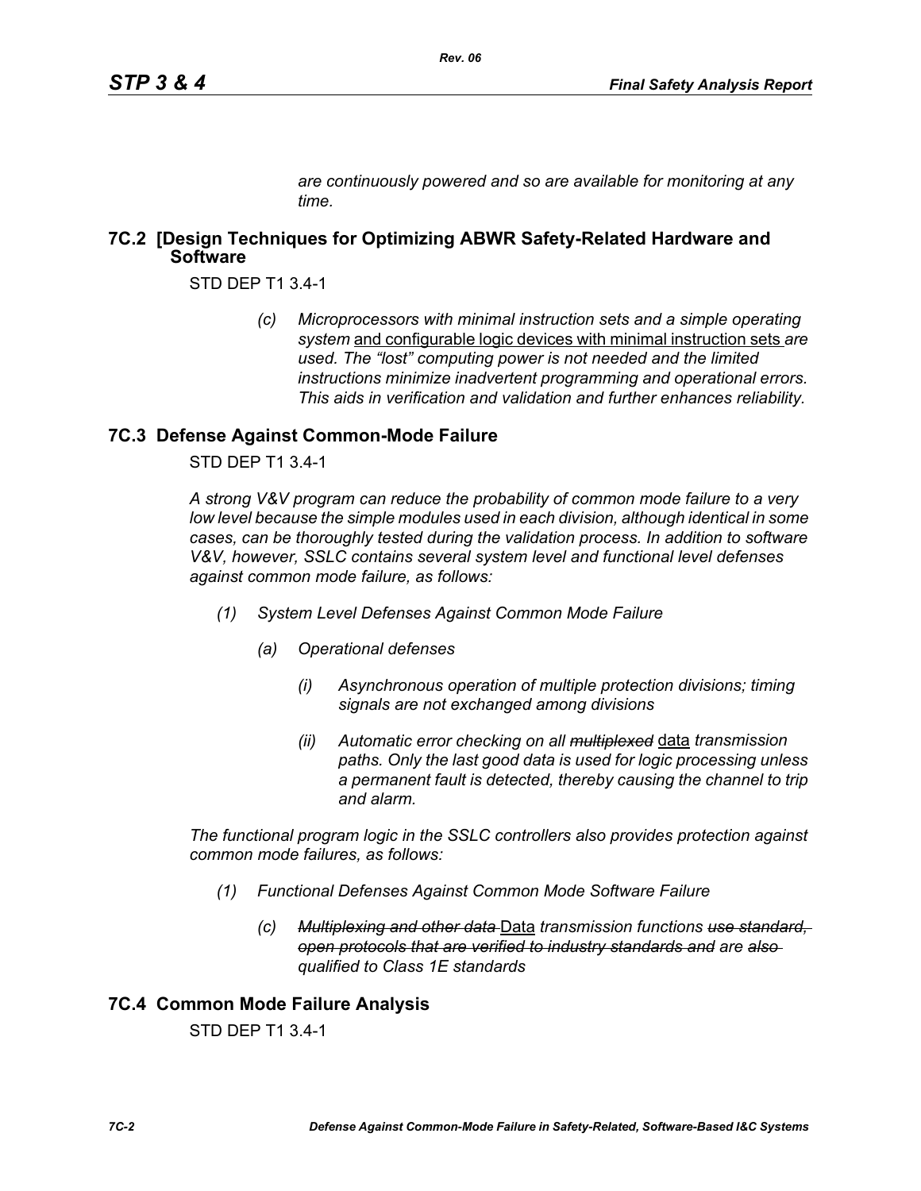*are continuously powered and so are available for monitoring at any time.*

## 7C.2 [Design Techniques for Optimizing ABWR Safety-Related Hardware and Software

STD DEP T1 3.4-1

*(c) Microprocessors with minimal instruction sets and a simple operating system* <u>and configurable logic devices with minimal instruction sets</u> *are used. The "lost" computing power is not needed and the limited instructions minimize inadvertent programming and operational errors. This aids in verification and validation and further enhances reliability.*

## 7C.3 Defense Against Common-Mode Failure

STD DEP T1 3.4-1

*A strong V&V program can reduce the probability of common mode failure to a very low level because the simple modules used in each division, although identical in some cases, can be thoroughly tested during the validation process. In addition to software V&V, however, SSLC contains several system level and functional level defenses against common mode failure, as follows:*

*(1) System Level Defenses Against Common Mode Failure*

*(a) Operational defenses*

*(i) Asynchronous operation of multiple protection divisions; timing signals are not exchanged among divisions*

*(ii) Automatic error checking on all* ~~*multiplexed*~~ <u>data</u> *transmission paths. Only the last good data is used for logic processing unless a permanent fault is detected, thereby causing the channel to trip and alarm.*

*The functional program logic in the SSLC controllers also provides protection against common mode failures, as follows:*

*(1) Functional Defenses Against Common Mode Software Failure*

*(c)* ~~*Multiplexing and other data*~~ <u>Data</u> *transmission functions* ~~*use standard, open protocols that are verified to industry standards and*~~ *are* ~~*also*~~ *qualified to Class 1E standards*

## 7C.4 Common Mode Failure Analysis

STD DEP T1 3.4-1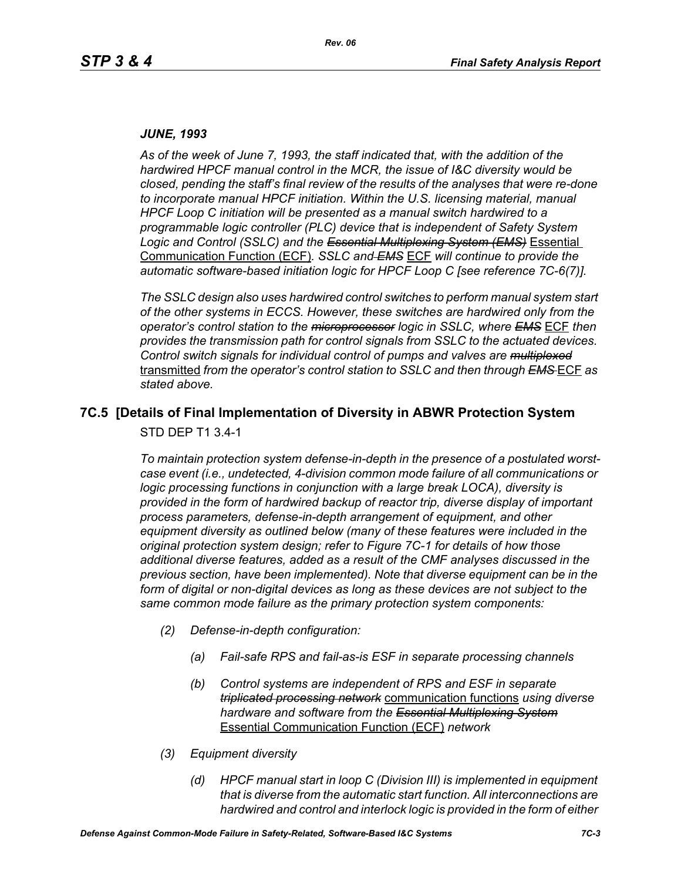*JUNE, 1993*

*As of the week of June 7, 1993, the staff indicated that, with the addition of the hardwired HPCF manual control in the MCR, the issue of I&C diversity would be closed, pending the staff's final review of the results of the analyses that were re-done to incorporate manual HPCF initiation. Within the U.S. licensing material, manual HPCF Loop C initiation will be presented as a manual switch hardwired to a programmable logic controller (PLC) device that is independent of Safety System Logic and Control (SSLC) and the ~~Essential Multiplexing System (EMS)~~* <u>Essential Communication Function (ECF)</u>. *SSLC and ~~EMS~~* <u>ECF</u> *will continue to provide the automatic software-based initiation logic for HPCF Loop C [see reference 7C-6(7)].*

*The SSLC design also uses hardwired control switches to perform manual system start of the other systems in ECCS. However, these switches are hardwired only from the operator's control station to the ~~microprocessor~~ logic in SSLC, where ~~EMS~~* <u>ECF</u> *then provides the transmission path for control signals from SSLC to the actuated devices. Control switch signals for individual control of pumps and valves are ~~multiplexed~~* <u>transmitted</u> *from the operator's control station to SSLC and then through ~~EMS~~* <u>ECF</u> *as stated above.*

## 7C.5 [Details of Final Implementation of Diversity in ABWR Protection System

STD DEP T1 3.4-1

*To maintain protection system defense-in-depth in the presence of a postulated worst-case event (i.e., undetected, 4-division common mode failure of all communications or logic processing functions in conjunction with a large break LOCA), diversity is provided in the form of hardwired backup of reactor trip, diverse display of important process parameters, defense-in-depth arrangement of equipment, and other equipment diversity as outlined below (many of these features were included in the original protection system design; refer to Figure 7C-1 for details of how those additional diverse features, added as a result of the CMF analyses discussed in the previous section, have been implemented). Note that diverse equipment can be in the form of digital or non-digital devices as long as these devices are not subject to the same common mode failure as the primary protection system components:*

*(2) Defense-in-depth configuration:*

*(a) Fail-safe RPS and fail-as-is ESF in separate processing channels*

*(b) Control systems are independent of RPS and ESF in separate ~~triplicated processing network~~* <u>communication functions</u> *using diverse hardware and software from the ~~Essential Multiplexing System~~* <u>Essential Communication Function (ECF)</u> *network*

*(3) Equipment diversity*

*(d) HPCF manual start in loop C (Division III) is implemented in equipment that is diverse from the automatic start function. All interconnections are hardwired and control and interlock logic is provided in the form of either*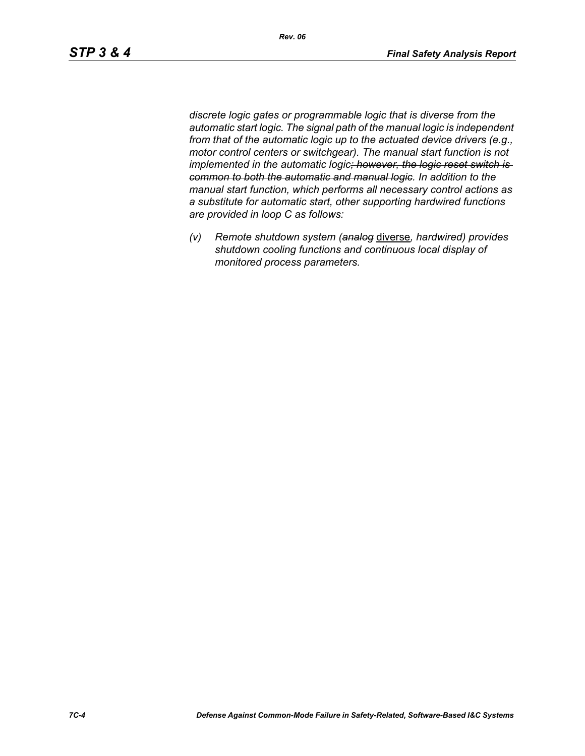*discrete logic gates or programmable logic that is diverse from the automatic start logic. The signal path of the manual logic is independent from that of the automatic logic up to the actuated device drivers (e.g., motor control centers or switchgear). The manual start function is not implemented in the automatic logic~~; however, the logic reset switch is common to both the automatic and manual logic~~. In addition to the manual start function, which performs all necessary control actions as a substitute for automatic start, other supporting hardwired functions are provided in loop C as follows:*

*(v) Remote shutdown system (~~analog~~* <u>diverse</u>*, hardwired) provides shutdown cooling functions and continuous local display of monitored process parameters.*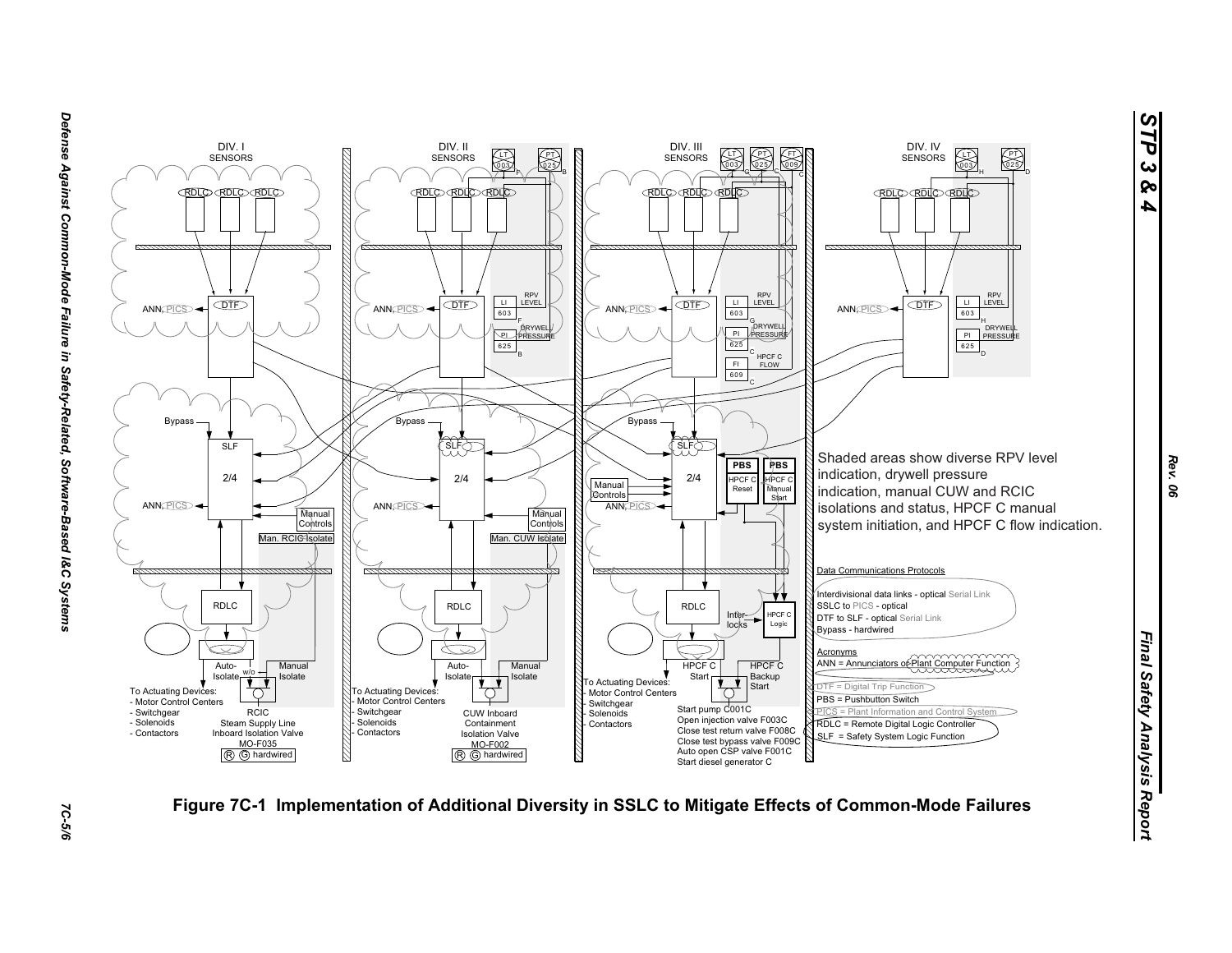DIV. I
SENSORS

DIV. II
SENSORS

DIV. III
SENSORS

DIV. IV
SENSORS

RDLC RDLC RDLC

LT 003 F
PT 025 B
LT 003 G
PT 025 C
FT 009 C
LT 003 H
PT 025 D

ANN, PICS
DTF

LI 603 RPV LEVEL F
PI 625 DRYWELL PRESSURE B

LI 603 RPV LEVEL G
PI 625 DRYWELL PRESSURE C
FI 609 HPCF C FLOW C

LI 603 RPV LEVEL H
PI 625 DRYWELL PRESSURE D

Bypass
SLF
2/4

Manual Controls
Man. RCIC Isolate
Man. CUW Isolate

PBS HPCF C Reset
PBS HPCF C Manual Start

RDLC
Inter-locks
HPCF C Logic

Auto-Isolate w/o Manual Isolate
HPCF C Start
HPCF C Backup Start

To Actuating Devices:
- Motor Control Centers
- Switchgear
- Solenoids
- Contactors

RCIC
Steam Supply Line
Inboard Isolation Valve
MO-F035
R G hardwired

CUW Inboard
Containment
Isolation Valve
MO-F002
R G hardwired

Start pump C001C
Open injection valve F003C
Close test return valve F008C
Close test bypass valve F009C
Auto open CSP valve F001C
Start diesel generator C

Shaded areas show diverse RPV level indication, drywell pressure indication, manual CUW and RCIC isolations and status, HPCF C manual system initiation, and HPCF C flow indication.

Data Communications Protocols

Interdivisional data links - optical Serial Link
SSLC to PICS - optical
DTF to SLF - optical Serial Link
Bypass - hardwired

Acronyms

ANN = Annunciators or Plant Computer Function
DTF = Digital Trip Function
PBS = Pushbutton Switch
PICS = Plant Information and Control System
RDLC = Remote Digital Logic Controller
SLF = Safety System Logic Function

**Figure 7C-1 Implementation of Additional Diversity in SSLC to Mitigate Effects of Common-Mode Failures**